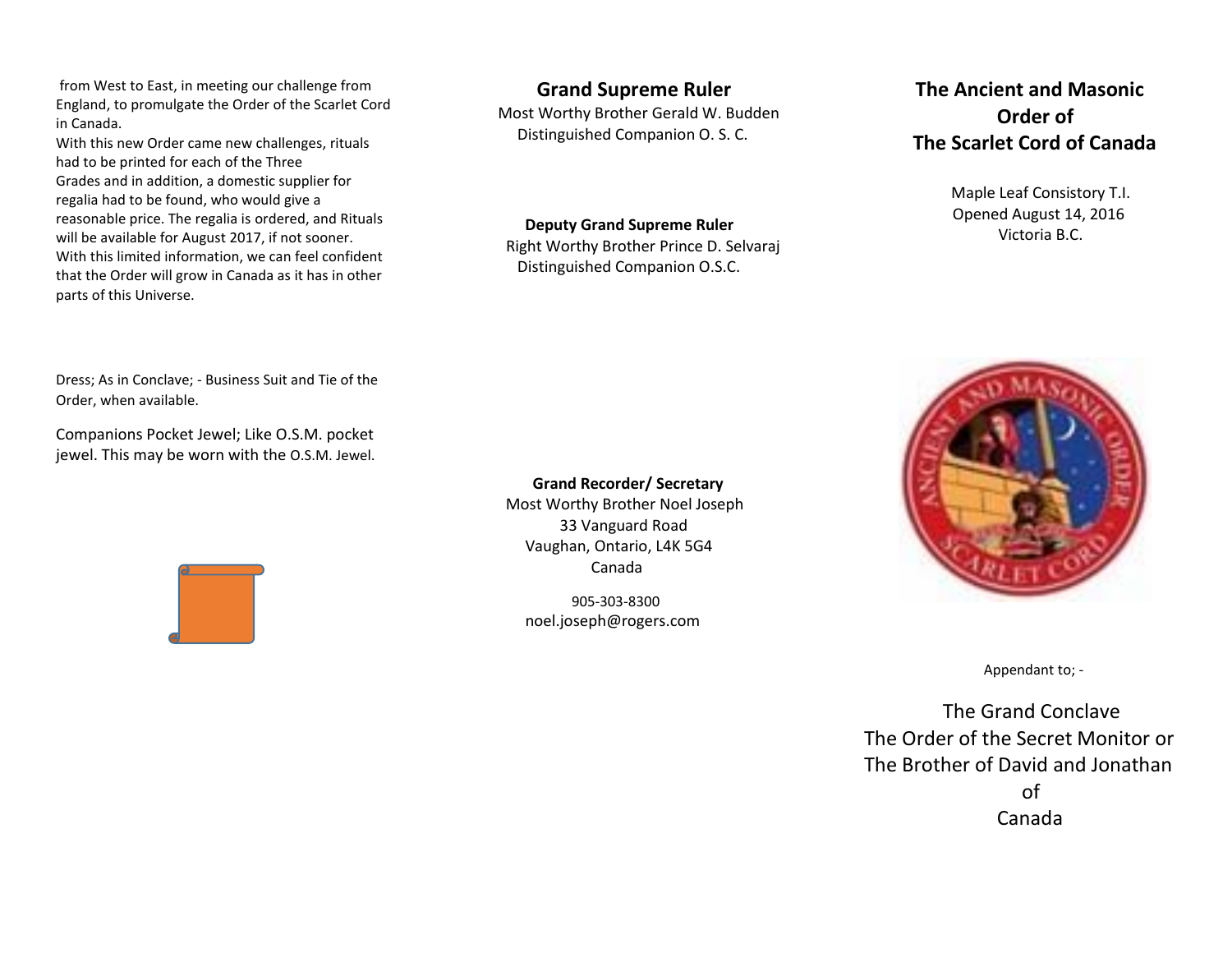from West to East, in meeting our challenge from England, to promulgate the Order of the Scarlet Cord in Canada.

With this new Order came new challenges, rituals had to be printed for each of the Three Grades and in addition, a domestic supplier for regalia had to be found, who would give a reasonable price. The regalia is ordered, and Rituals will be available for August 2017, if not sooner. With this limited information, we can feel confident that the Order will grow in Canada as it has in other parts of this Universe.

Dress; As in Conclave; - Business Suit and Tie of the Order, when available.

Companions Pocket Jewel; Like O.S.M. pocket jewel. This may be worn with the O.S.M. Jewel.

## Grand Supreme Ruler

Most Worthy Brother Gerald W. Budden
Distinguished Companion O. S. C.

**Deputy Grand Supreme Ruler**

Right Worthy Brother Prince D. Selvaraj
Distinguished Companion O.S.C.

**Grand Recorder/ Secretary**

Most Worthy Brother Noel Joseph
33 Vanguard Road
Vaughan, Ontario, L4K 5G4
Canada

905-303-8300
noel.joseph@rogers.com

# The Ancient and Masonic Order of The Scarlet Cord of Canada

Maple Leaf Consistory T.I.
Opened August 14, 2016
Victoria B.C.

Appendant to; -

The Grand Conclave
The Order of the Secret Monitor or
The Brother of David and Jonathan
of
Canada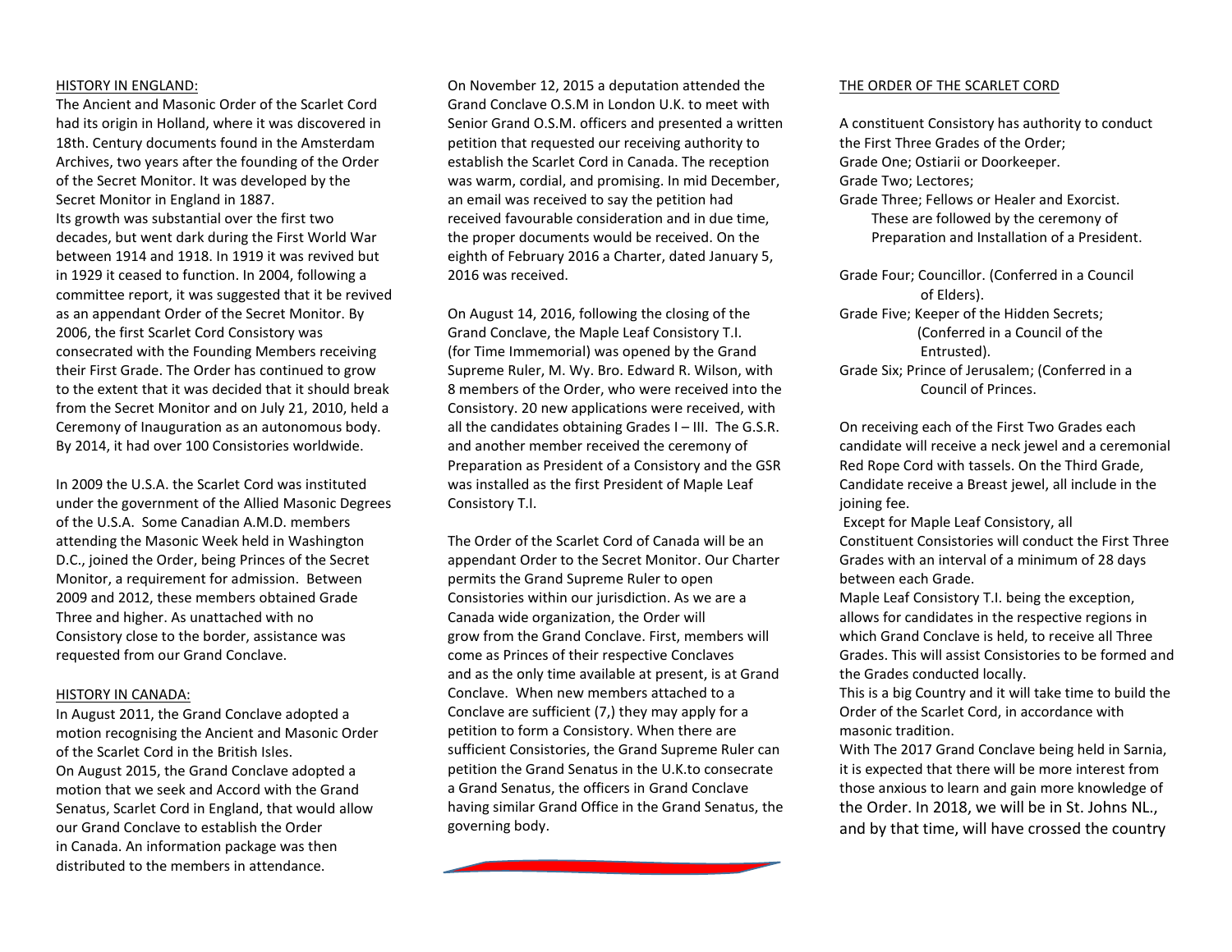## HISTORY IN ENGLAND:

The Ancient and Masonic Order of the Scarlet Cord had its origin in Holland, where it was discovered in 18th. Century documents found in the Amsterdam Archives, two years after the founding of the Order of the Secret Monitor. It was developed by the Secret Monitor in England in 1887.

Its growth was substantial over the first two decades, but went dark during the First World War between 1914 and 1918. In 1919 it was revived but in 1929 it ceased to function. In 2004, following a committee report, it was suggested that it be revived as an appendant Order of the Secret Monitor. By 2006, the first Scarlet Cord Consistory was consecrated with the Founding Members receiving their First Grade. The Order has continued to grow to the extent that it was decided that it should break from the Secret Monitor and on July 21, 2010, held a Ceremony of Inauguration as an autonomous body. By 2014, it had over 100 Consistories worldwide.

In 2009 the U.S.A. the Scarlet Cord was instituted under the government of the Allied Masonic Degrees of the U.S.A. Some Canadian A.M.D. members attending the Masonic Week held in Washington D.C., joined the Order, being Princes of the Secret Monitor, a requirement for admission. Between 2009 and 2012, these members obtained Grade Three and higher. As unattached with no Consistory close to the border, assistance was requested from our Grand Conclave.

## HISTORY IN CANADA:

In August 2011, the Grand Conclave adopted a motion recognising the Ancient and Masonic Order of the Scarlet Cord in the British Isles.

On August 2015, the Grand Conclave adopted a motion that we seek and Accord with the Grand Senatus, Scarlet Cord in England, that would allow our Grand Conclave to establish the Order in Canada. An information package was then distributed to the members in attendance.

On November 12, 2015 a deputation attended the Grand Conclave O.S.M in London U.K. to meet with Senior Grand O.S.M. officers and presented a written petition that requested our receiving authority to establish the Scarlet Cord in Canada. The reception was warm, cordial, and promising. In mid December, an email was received to say the petition had received favourable consideration and in due time, the proper documents would be received. On the eighth of February 2016 a Charter, dated January 5, 2016 was received.

On August 14, 2016, following the closing of the Grand Conclave, the Maple Leaf Consistory T.I. (for Time Immemorial) was opened by the Grand Supreme Ruler, M. Wy. Bro. Edward R. Wilson, with 8 members of the Order, who were received into the Consistory. 20 new applications were received, with all the candidates obtaining Grades I – III. The G.S.R. and another member received the ceremony of Preparation as President of a Consistory and the GSR was installed as the first President of Maple Leaf Consistory T.I.

The Order of the Scarlet Cord of Canada will be an appendant Order to the Secret Monitor. Our Charter permits the Grand Supreme Ruler to open Consistories within our jurisdiction. As we are a Canada wide organization, the Order will grow from the Grand Conclave. First, members will come as Princes of their respective Conclaves and as the only time available at present, is at Grand Conclave. When new members attached to a Conclave are sufficient (7,) they may apply for a petition to form a Consistory. When there are sufficient Consistories, the Grand Supreme Ruler can petition the Grand Senatus in the U.K.to consecrate a Grand Senatus, the officers in Grand Conclave having similar Grand Office in the Grand Senatus, the governing body.

## THE ORDER OF THE SCARLET CORD

A constituent Consistory has authority to conduct the First Three Grades of the Order;

Grade One; Ostiarii or Doorkeeper.

Grade Two; Lectores;

Grade Three; Fellows or Healer and Exorcist.

These are followed by the ceremony of Preparation and Installation of a President.

Grade Four; Councillor. (Conferred in a Council of Elders).

Grade Five; Keeper of the Hidden Secrets; (Conferred in a Council of the Entrusted).

Grade Six; Prince of Jerusalem; (Conferred in a Council of Princes.

On receiving each of the First Two Grades each candidate will receive a neck jewel and a ceremonial Red Rope Cord with tassels. On the Third Grade, Candidate receive a Breast jewel, all include in the joining fee.

Except for Maple Leaf Consistory, all Constituent Consistories will conduct the First Three Grades with an interval of a minimum of 28 days between each Grade.

Maple Leaf Consistory T.I. being the exception, allows for candidates in the respective regions in which Grand Conclave is held, to receive all Three Grades. This will assist Consistories to be formed and the Grades conducted locally.

This is a big Country and it will take time to build the Order of the Scarlet Cord, in accordance with masonic tradition.

With The 2017 Grand Conclave being held in Sarnia, it is expected that there will be more interest from those anxious to learn and gain more knowledge of the Order. In 2018, we will be in St. Johns NL., and by that time, will have crossed the country